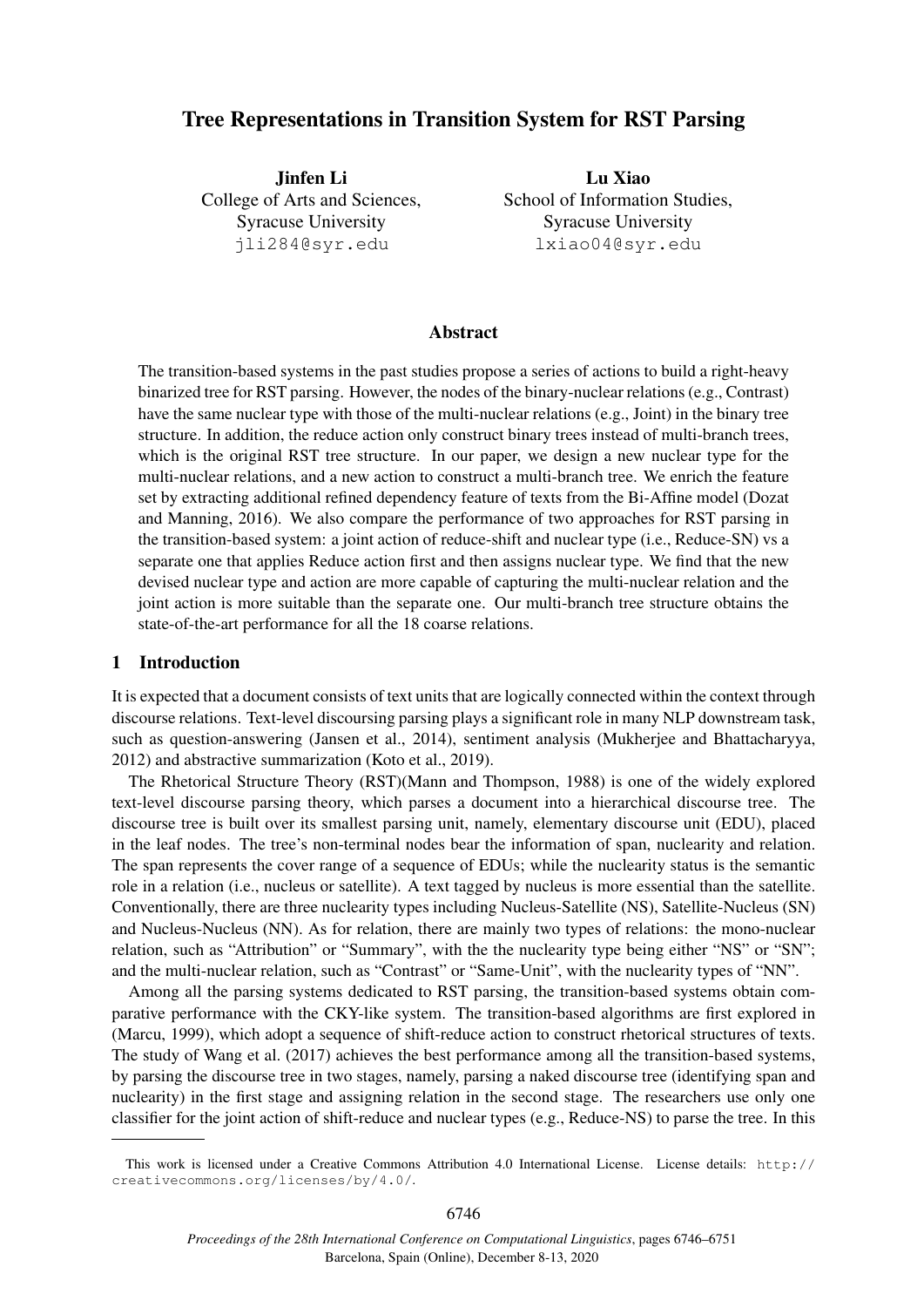# Tree Representations in Transition System for RST Parsing

**Jinfen Li**
College of Arts and Sciences,
Syracuse University
jli284@syr.edu

**Lu Xiao**
School of Information Studies,
Syracuse University
lxiao04@syr.edu

## Abstract

The transition-based systems in the past studies propose a series of actions to build a right-heavy binarized tree for RST parsing. However, the nodes of the binary-nuclear relations (e.g., Contrast) have the same nuclear type with those of the multi-nuclear relations (e.g., Joint) in the binary tree structure. In addition, the reduce action only construct binary trees instead of multi-branch trees, which is the original RST tree structure. In our paper, we design a new nuclear type for the multi-nuclear relations, and a new action to construct a multi-branch tree. We enrich the feature set by extracting additional refined dependency feature of texts from the Bi-Affine model (Dozat and Manning, 2016). We also compare the performance of two approaches for RST parsing in the transition-based system: a joint action of reduce-shift and nuclear type (i.e., Reduce-SN) vs a separate one that applies Reduce action first and then assigns nuclear type. We find that the new devised nuclear type and action are more capable of capturing the multi-nuclear relation and the joint action is more suitable than the separate one. Our multi-branch tree structure obtains the state-of-the-art performance for all the 18 coarse relations.

## 1 Introduction

It is expected that a document consists of text units that are logically connected within the context through discourse relations. Text-level discoursing parsing plays a significant role in many NLP downstream task, such as question-answering (Jansen et al., 2014), sentiment analysis (Mukherjee and Bhattacharyya, 2012) and abstractive summarization (Koto et al., 2019).

The Rhetorical Structure Theory (RST)(Mann and Thompson, 1988) is one of the widely explored text-level discourse parsing theory, which parses a document into a hierarchical discourse tree. The discourse tree is built over its smallest parsing unit, namely, elementary discourse unit (EDU), placed in the leaf nodes. The tree's non-terminal nodes bear the information of span, nuclearity and relation. The span represents the cover range of a sequence of EDUs; while the nuclearity status is the semantic role in a relation (i.e., nucleus or satellite). A text tagged by nucleus is more essential than the satellite. Conventionally, there are three nuclearity types including Nucleus-Satellite (NS), Satellite-Nucleus (SN) and Nucleus-Nucleus (NN). As for relation, there are mainly two types of relations: the mono-nuclear relation, such as "Attribution" or "Summary", with the the nuclearity type being either "NS" or "SN"; and the multi-nuclear relation, such as "Contrast" or "Same-Unit", with the nuclearity types of "NN".

Among all the parsing systems dedicated to RST parsing, the transition-based systems obtain comparative performance with the CKY-like system. The transition-based algorithms are first explored in (Marcu, 1999), which adopt a sequence of shift-reduce action to construct rhetorical structures of texts. The study of Wang et al. (2017) achieves the best performance among all the transition-based systems, by parsing the discourse tree in two stages, namely, parsing a naked discourse tree (identifying span and nuclearity) in the first stage and assigning relation in the second stage. The researchers use only one classifier for the joint action of shift-reduce and nuclear types (e.g., Reduce-NS) to parse the tree. In this

This work is licensed under a Creative Commons Attribution 4.0 International License. License details: http://creativecommons.org/licenses/by/4.0/.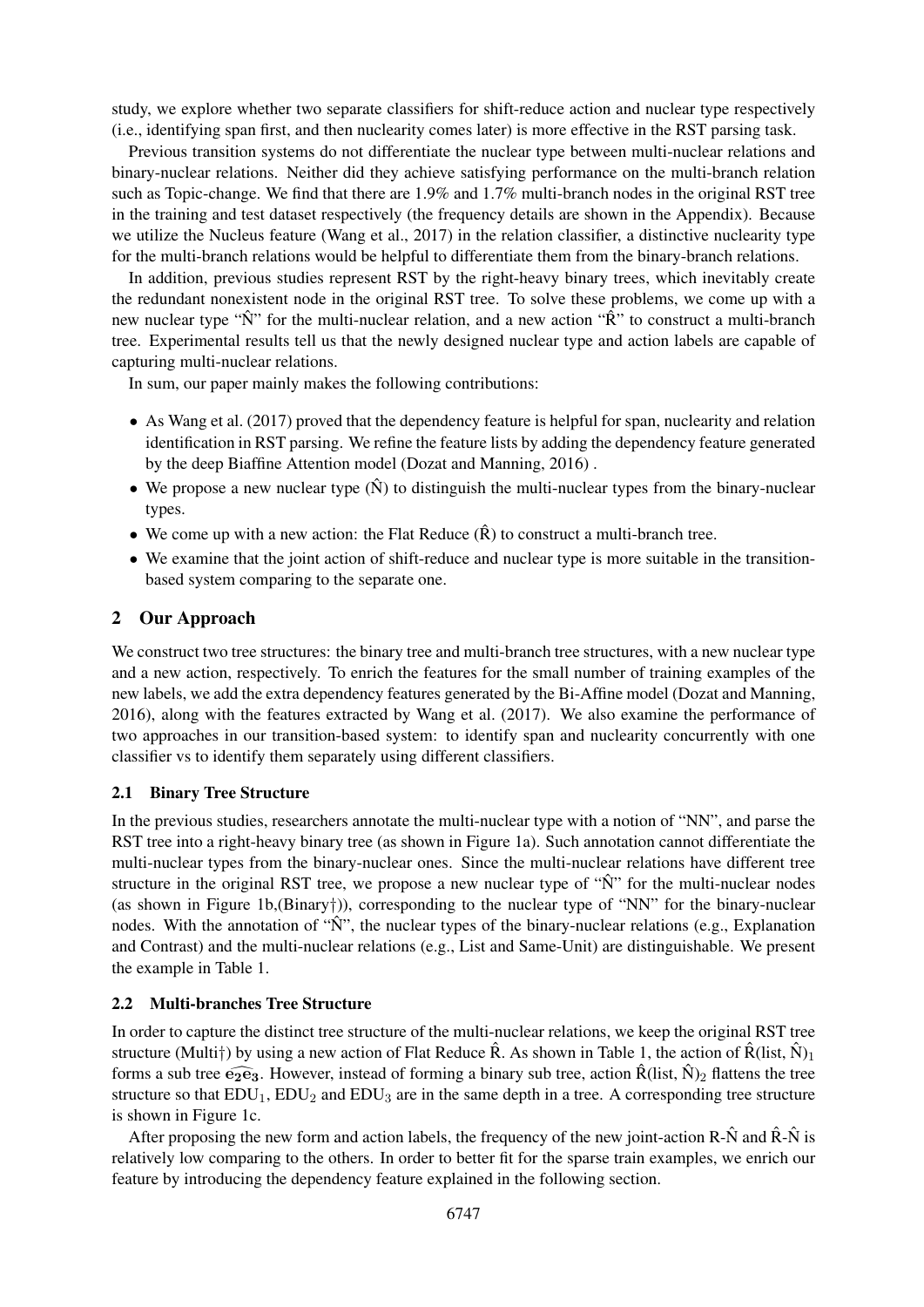study, we explore whether two separate classifiers for shift-reduce action and nuclear type respectively (i.e., identifying span first, and then nuclearity comes later) is more effective in the RST parsing task.

Previous transition systems do not differentiate the nuclear type between multi-nuclear relations and binary-nuclear relations. Neither did they achieve satisfying performance on the multi-branch relation such as Topic-change. We find that there are 1.9% and 1.7% multi-branch nodes in the original RST tree in the training and test dataset respectively (the frequency details are shown in the Appendix). Because we utilize the Nucleus feature (Wang et al., 2017) in the relation classifier, a distinctive nuclearity type for the multi-branch relations would be helpful to differentiate them from the binary-branch relations.

In addition, previous studies represent RST by the right-heavy binary trees, which inevitably create the redundant nonexistent node in the original RST tree. To solve these problems, we come up with a new nuclear type "$\hat{\text{N}}$" for the multi-nuclear relation, and a new action "$\hat{\text{R}}$" to construct a multi-branch tree. Experimental results tell us that the newly designed nuclear type and action labels are capable of capturing multi-nuclear relations.

In sum, our paper mainly makes the following contributions:

- As Wang et al. (2017) proved that the dependency feature is helpful for span, nuclearity and relation identification in RST parsing. We refine the feature lists by adding the dependency feature generated by the deep Biaffine Attention model (Dozat and Manning, 2016) .
- We propose a new nuclear type ($\hat{\text{N}}$) to distinguish the multi-nuclear types from the binary-nuclear types.
- We come up with a new action: the Flat Reduce ($\hat{\text{R}}$) to construct a multi-branch tree.
- We examine that the joint action of shift-reduce and nuclear type is more suitable in the transition-based system comparing to the separate one.

## 2 Our Approach

We construct two tree structures: the binary tree and multi-branch tree structures, with a new nuclear type and a new action, respectively. To enrich the features for the small number of training examples of the new labels, we add the extra dependency features generated by the Bi-Affine model (Dozat and Manning, 2016), along with the features extracted by Wang et al. (2017). We also examine the performance of two approaches in our transition-based system: to identify span and nuclearity concurrently with one classifier vs to identify them separately using different classifiers.

### 2.1 Binary Tree Structure

In the previous studies, researchers annotate the multi-nuclear type with a notion of "NN", and parse the RST tree into a right-heavy binary tree (as shown in Figure 1a). Such annotation cannot differentiate the multi-nuclear types from the binary-nuclear ones. Since the multi-nuclear relations have different tree structure in the original RST tree, we propose a new nuclear type of "$\hat{\text{N}}$" for the multi-nuclear nodes (as shown in Figure 1b,(Binary†)), corresponding to the nuclear type of "NN" for the binary-nuclear nodes. With the annotation of "$\hat{\text{N}}$", the nuclear types of the binary-nuclear relations (e.g., Explanation and Contrast) and the multi-nuclear relations (e.g., List and Same-Unit) are distinguishable. We present the example in Table 1.

### 2.2 Multi-branches Tree Structure

In order to capture the distinct tree structure of the multi-nuclear relations, we keep the original RST tree structure (Multi†) by using a new action of Flat Reduce $\hat{\text{R}}$. As shown in Table 1, the action of $\hat{\text{R}}$(list, $\hat{\text{N}}$)$_1$ forms a sub tree $\widehat{\mathbf{e_2 e_3}}$. However, instead of forming a binary sub tree, action $\hat{\text{R}}$(list, $\hat{\text{N}}$)$_2$ flattens the tree structure so that EDU$_1$, EDU$_2$ and EDU$_3$ are in the same depth in a tree. A corresponding tree structure is shown in Figure 1c.

After proposing the new form and action labels, the frequency of the new joint-action R-$\hat{\text{N}}$ and $\hat{\text{R}}$-$\hat{\text{N}}$ is relatively low comparing to the others. In order to better fit for the sparse train examples, we enrich our feature by introducing the dependency feature explained in the following section.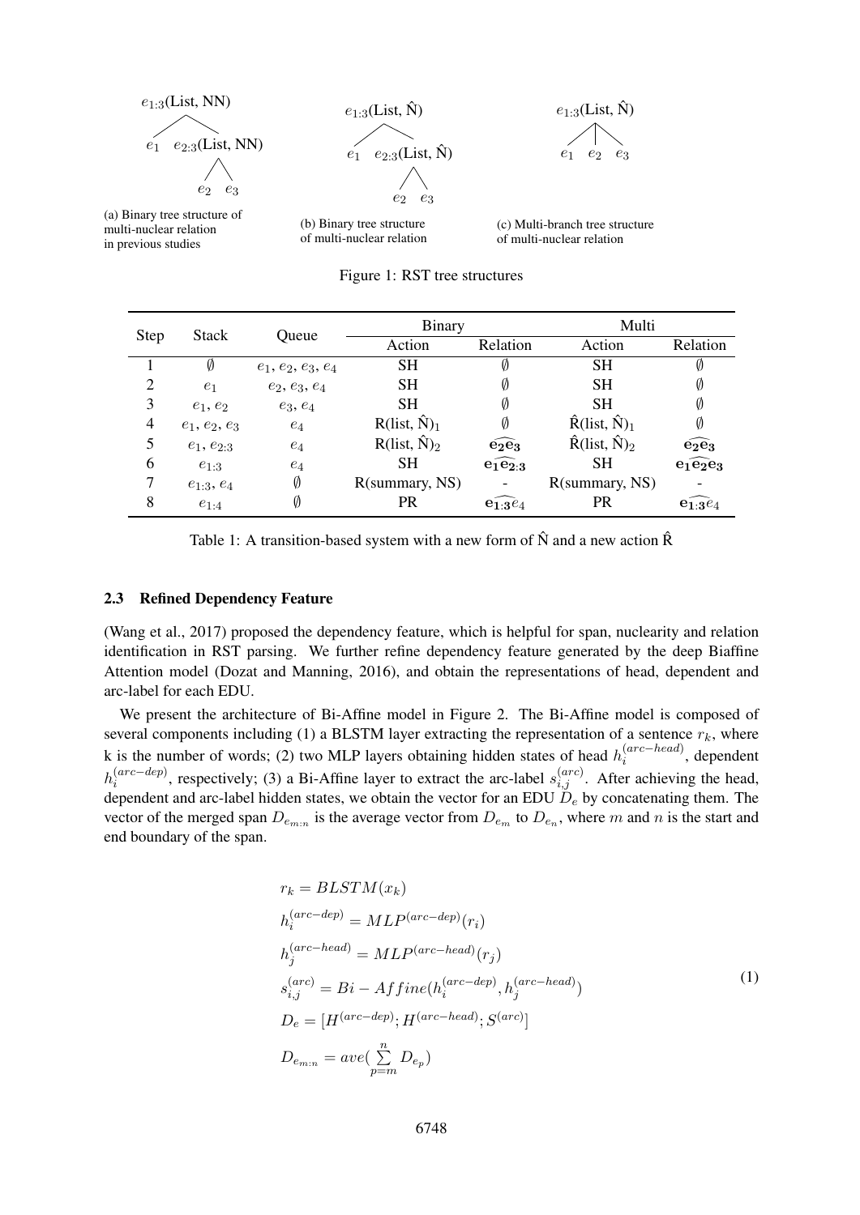$e_{1:3}$(List, NN)

$e_1$ $e_{2:3}$(List, NN)

$e_2$ $e_3$

(a) Binary tree structure of multi-nuclear relation in previous studies

$e_{1:3}$(List, $\hat{N}$)

$e_1$ $e_{2:3}$(List, $\hat{N}$)

$e_2$ $e_3$

(b) Binary tree structure of multi-nuclear relation

$e_{1:3}$(List, $\hat{N}$)

$e_1$ $e_2$ $e_3$

(c) Multi-branch tree structure of multi-nuclear relation

Figure 1: RST tree structures

| Step | Stack | Queue | Binary | | Multi | |
|---|---|---|---|---|---|---|
| | | | Action | Relation | Action | Relation |
| 1 | $\emptyset$ | $e_1, e_2, e_3, e_4$ | SH | $\emptyset$ | SH | $\emptyset$ |
| 2 | $e_1$ | $e_2, e_3, e_4$ | SH | $\emptyset$ | SH | $\emptyset$ |
| 3 | $e_1, e_2$ | $e_3, e_4$ | SH | $\emptyset$ | SH | $\emptyset$ |
| 4 | $e_1, e_2, e_3$ | $e_4$ | R(list, $\hat{N}$)$_1$ | $\emptyset$ | $\hat{R}$(list, $\hat{N}$)$_1$ | $\emptyset$ |
| 5 | $e_1, e_{2:3}$ | $e_4$ | R(list, $\hat{N}$)$_2$ | $\widehat{\mathbf{e_2 e_3}}$ | $\hat{R}$(list, $\hat{N}$)$_2$ | $\widehat{\mathbf{e_2 e_3}}$ |
| 6 | $e_{1:3}$ | $e_4$ | SH | $\widehat{\mathbf{e_1 e_{2:3}}}$ | SH | $\widehat{\mathbf{e_1 e_2 e_3}}$ |
| 7 | $e_{1:3}, e_4$ | $\emptyset$ | R(summary, NS) | - | R(summary, NS) | - |
| 8 | $e_{1:4}$ | $\emptyset$ | PR | $\widehat{\mathbf{e_{1:3}} e_4}$ | PR | $\widehat{\mathbf{e_{1:3}} e_4}$ |

Table 1: A transition-based system with a new form of $\hat{N}$ and a new action $\hat{R}$

### 2.3 Refined Dependency Feature

(Wang et al., 2017) proposed the dependency feature, which is helpful for span, nuclearity and relation identification in RST parsing. We further refine dependency feature generated by the deep Biaffine Attention model (Dozat and Manning, 2016), and obtain the representations of head, dependent and arc-label for each EDU.

We present the architecture of Bi-Affine model in Figure 2. The Bi-Affine model is composed of several components including (1) a BLSTM layer extracting the representation of a sentence $r_k$, where k is the number of words; (2) two MLP layers obtaining hidden states of head $h_i^{(arc-head)}$, dependent $h_i^{(arc-dep)}$, respectively; (3) a Bi-Affine layer to extract the arc-label $s_{i,j}^{(arc)}$. After achieving the head, dependent and arc-label hidden states, we obtain the vector for an EDU $D_e$ by concatenating them. The vector of the merged span $D_{e_{m:n}}$ is the average vector from $D_{e_m}$ to $D_{e_n}$, where $m$ and $n$ is the start and end boundary of the span.

$$
\begin{aligned}
&r_k = BLSTM(x_k) \\
&h_i^{(arc-dep)} = MLP^{(arc-dep)}(r_i) \\
&h_j^{(arc-head)} = MLP^{(arc-head)}(r_j) \\
&s_{i,j}^{(arc)} = Bi-Affine(h_i^{(arc-dep)}, h_j^{(arc-head)}) \\
&D_e = [H^{(arc-dep)}; H^{(arc-head)}; S^{(arc)}] \\
&D_{e_{m:n}} = ave(\sum_{p=m}^{n} D_{e_p})
\end{aligned}
\tag{1}
$$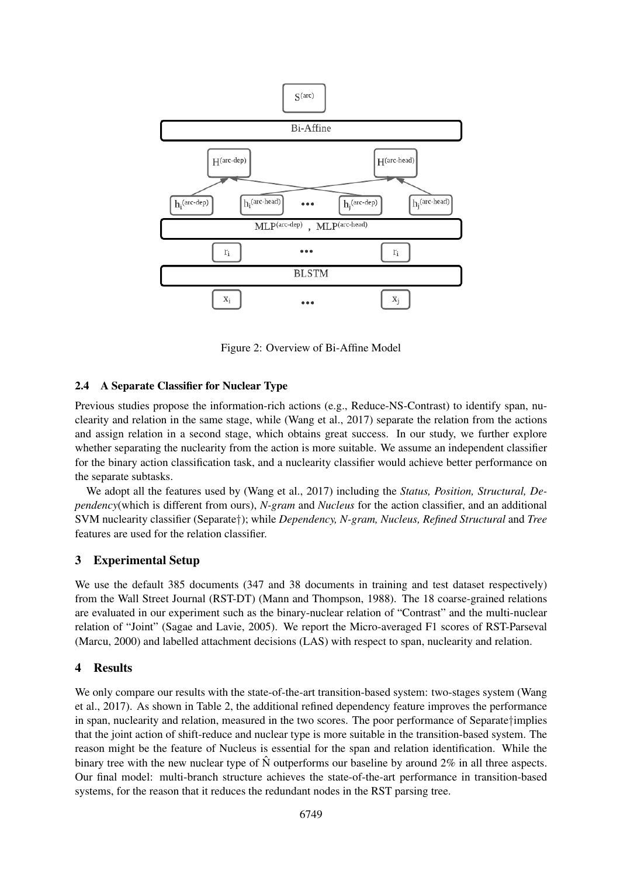Figure 2: Overview of Bi-Affine Model

### 2.4 A Separate Classifier for Nuclear Type

Previous studies propose the information-rich actions (e.g., Reduce-NS-Contrast) to identify span, nuclearity and relation in the same stage, while (Wang et al., 2017) separate the relation from the actions and assign relation in a second stage, which obtains great success. In our study, we further explore whether separating the nuclearity from the action is more suitable. We assume an independent classifier for the binary action classification task, and a nuclearity classifier would achieve better performance on the separate subtasks.

We adopt all the features used by (Wang et al., 2017) including the *Status, Position, Structural, Dependency*(which is different from ours), *N-gram* and *Nucleus* for the action classifier, and an additional SVM nuclearity classifier (Separate†); while *Dependency, N-gram, Nucleus, Refined Structural* and *Tree* features are used for the relation classifier.

## 3 Experimental Setup

We use the default 385 documents (347 and 38 documents in training and test dataset respectively) from the Wall Street Journal (RST-DT) (Mann and Thompson, 1988). The 18 coarse-grained relations are evaluated in our experiment such as the binary-nuclear relation of "Contrast" and the multi-nuclear relation of "Joint" (Sagae and Lavie, 2005). We report the Micro-averaged F1 scores of RST-Parseval (Marcu, 2000) and labelled attachment decisions (LAS) with respect to span, nuclearity and relation.

## 4 Results

We only compare our results with the state-of-the-art transition-based system: two-stages system (Wang et al., 2017). As shown in Table 2, the additional refined dependency feature improves the performance in span, nuclearity and relation, measured in the two scores. The poor performance of Separate†implies that the joint action of shift-reduce and nuclear type is more suitable in the transition-based system. The reason might be the feature of Nucleus is essential for the span and relation identification. While the binary tree with the new nuclear type of $\hat{\text{N}}$ outperforms our baseline by around 2% in all three aspects. Our final model: multi-branch structure achieves the state-of-the-art performance in transition-based systems, for the reason that it reduces the redundant nodes in the RST parsing tree.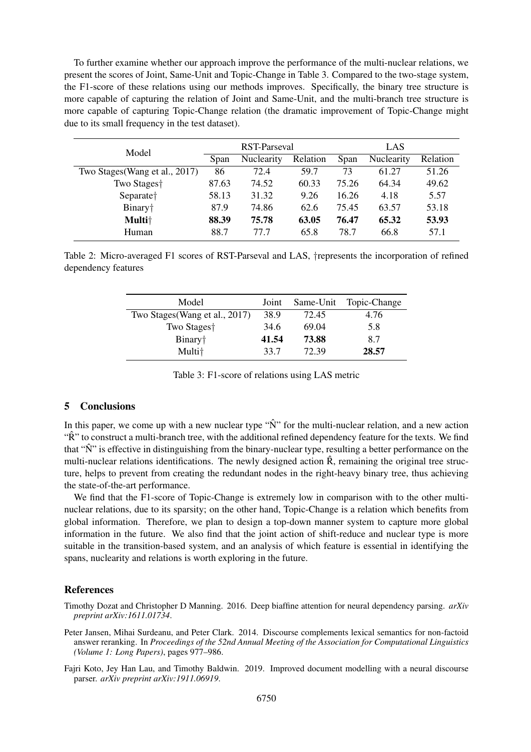To further examine whether our approach improve the performance of the multi-nuclear relations, we present the scores of Joint, Same-Unit and Topic-Change in Table 3. Compared to the two-stage system, the F1-score of these relations using our methods improves. Specifically, the binary tree structure is more capable of capturing the relation of Joint and Same-Unit, and the multi-branch tree structure is more capable of capturing Topic-Change relation (the dramatic improvement of Topic-Change might due to its small frequency in the test dataset).

| Model | RST-Parseval | | | LAS | | |
|---|---|---|---|---|---|---|
| | Span | Nuclearity | Relation | Span | Nuclearity | Relation |
| Two Stages(Wang et al., 2017) | 86 | 72.4 | 59.7 | 73 | 61.27 | 51.26 |
| Two Stages† | 87.63 | 74.52 | 60.33 | 75.26 | 64.34 | 49.62 |
| Separate† | 58.13 | 31.32 | 9.26 | 16.26 | 4.18 | 5.57 |
| Binary† | 87.9 | 74.86 | 62.6 | 75.45 | 63.57 | 53.18 |
| **Multi†** | **88.39** | **75.78** | **63.05** | **76.47** | **65.32** | **53.93** |
| Human | 88.7 | 77.7 | 65.8 | 78.7 | 66.8 | 57.1 |

Table 2: Micro-averaged F1 scores of RST-Parseval and LAS, †represents the incorporation of refined dependency features

| Model | Joint | Same-Unit | Topic-Change |
|---|---|---|---|
| Two Stages(Wang et al., 2017) | 38.9 | 72.45 | 4.76 |
| Two Stages† | 34.6 | 69.04 | 5.8 |
| Binary† | **41.54** | **73.88** | 8.7 |
| Multi† | 33.7 | 72.39 | **28.57** |

Table 3: F1-score of relations using LAS metric

## 5 Conclusions

In this paper, we come up with a new nuclear type "$\hat{\text{N}}$" for the multi-nuclear relation, and a new action "$\hat{\text{R}}$" to construct a multi-branch tree, with the additional refined dependency feature for the texts. We find that "$\hat{\text{N}}$" is effective in distinguishing from the binary-nuclear type, resulting a better performance on the multi-nuclear relations identifications. The newly designed action $\hat{\text{R}}$, remaining the original tree structure, helps to prevent from creating the redundant nodes in the right-heavy binary tree, thus achieving the state-of-the-art performance.

We find that the F1-score of Topic-Change is extremely low in comparison with to the other multi-nuclear relations, due to its sparsity; on the other hand, Topic-Change is a relation which benefits from global information. Therefore, we plan to design a top-down manner system to capture more global information in the future. We also find that the joint action of shift-reduce and nuclear type is more suitable in the transition-based system, and an analysis of which feature is essential in identifying the spans, nuclearity and relations is worth exploring in the future.

## References

Timothy Dozat and Christopher D Manning. 2016. Deep biaffine attention for neural dependency parsing. *arXiv preprint arXiv:1611.01734*.

Peter Jansen, Mihai Surdeanu, and Peter Clark. 2014. Discourse complements lexical semantics for non-factoid answer reranking. In *Proceedings of the 52nd Annual Meeting of the Association for Computational Linguistics (Volume 1: Long Papers)*, pages 977–986.

Fajri Koto, Jey Han Lau, and Timothy Baldwin. 2019. Improved document modelling with a neural discourse parser. *arXiv preprint arXiv:1911.06919*.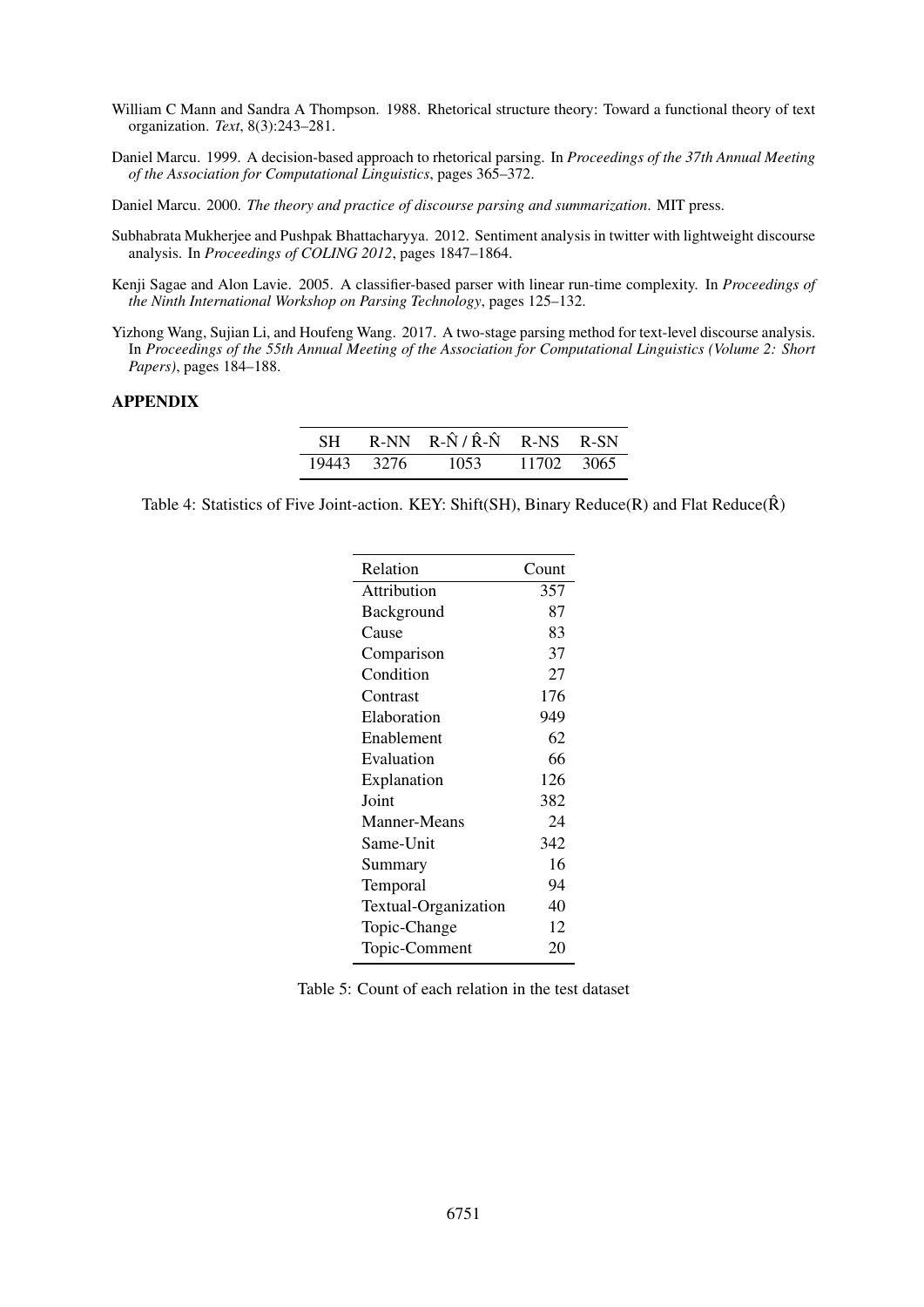William C Mann and Sandra A Thompson. 1988. Rhetorical structure theory: Toward a functional theory of text organization. *Text*, 8(3):243–281.

Daniel Marcu. 1999. A decision-based approach to rhetorical parsing. In *Proceedings of the 37th Annual Meeting of the Association for Computational Linguistics*, pages 365–372.

Daniel Marcu. 2000. *The theory and practice of discourse parsing and summarization*. MIT press.

Subhabrata Mukherjee and Pushpak Bhattacharyya. 2012. Sentiment analysis in twitter with lightweight discourse analysis. In *Proceedings of COLING 2012*, pages 1847–1864.

Kenji Sagae and Alon Lavie. 2005. A classifier-based parser with linear run-time complexity. In *Proceedings of the Ninth International Workshop on Parsing Technology*, pages 125–132.

Yizhong Wang, Sujian Li, and Houfeng Wang. 2017. A two-stage parsing method for text-level discourse analysis. In *Proceedings of the 55th Annual Meeting of the Association for Computational Linguistics (Volume 2: Short Papers)*, pages 184–188.

## APPENDIX

| SH | R-NN | R-$\hat{N}$ / $\hat{R}$-$\hat{N}$ | R-NS | R-SN |
|---|---|---|---|---|
| 19443 | 3276 | 1053 | 11702 | 3065 |

Table 4: Statistics of Five Joint-action. KEY: Shift(SH), Binary Reduce(R) and Flat Reduce($\hat{R}$)

| Relation | Count |
|---|---|
| Attribution | 357 |
| Background | 87 |
| Cause | 83 |
| Comparison | 37 |
| Condition | 27 |
| Contrast | 176 |
| Elaboration | 949 |
| Enablement | 62 |
| Evaluation | 66 |
| Explanation | 126 |
| Joint | 382 |
| Manner-Means | 24 |
| Same-Unit | 342 |
| Summary | 16 |
| Temporal | 94 |
| Textual-Organization | 40 |
| Topic-Change | 12 |
| Topic-Comment | 20 |

Table 5: Count of each relation in the test dataset